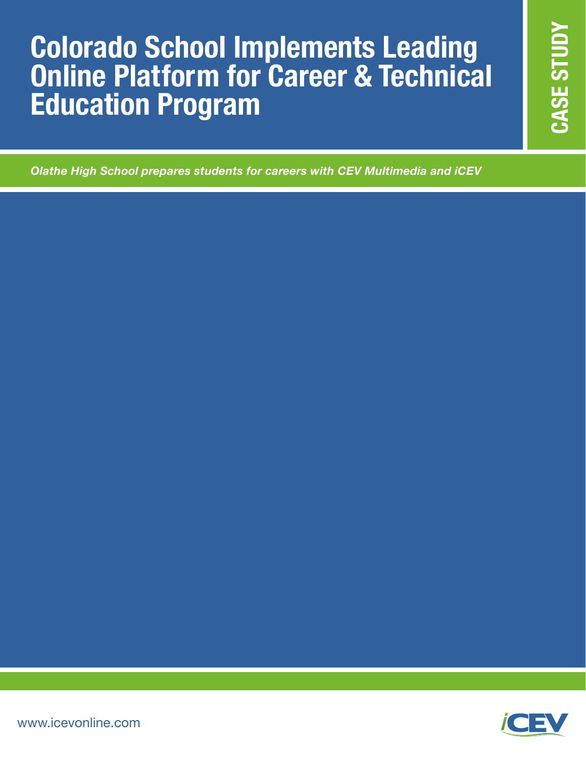# Colorado School Implements Leading Online Platform for Career & Technical Education Program

CASE STUDY

*Olathe High School prepares students for careers with CEV Multimedia and iCEV*

www.icevonline.com

iCEV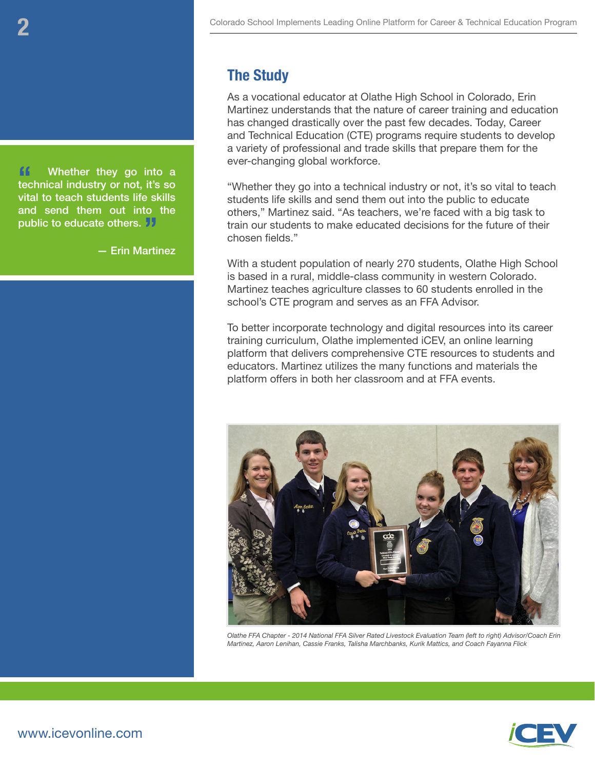## The Study

As a vocational educator at Olathe High School in Colorado, Erin Martinez understands that the nature of career training and education has changed drastically over the past few decades. Today, Career and Technical Education (CTE) programs require students to develop a variety of professional and trade skills that prepare them for the ever-changing global workforce.

> "Whether they go into a technical industry or not, it's so vital to teach students life skills and send them out into the public to educate others."
>
> — Erin Martinez

"Whether they go into a technical industry or not, it's so vital to teach students life skills and send them out into the public to educate others," Martinez said. "As teachers, we're faced with a big task to train our students to make educated decisions for the future of their chosen fields."

With a student population of nearly 270 students, Olathe High School is based in a rural, middle-class community in western Colorado. Martinez teaches agriculture classes to 60 students enrolled in the school's CTE program and serves as an FFA Advisor.

To better incorporate technology and digital resources into its career training curriculum, Olathe implemented iCEV, an online learning platform that delivers comprehensive CTE resources to students and educators. Martinez utilizes the many functions and materials the platform offers in both her classroom and at FFA events.

*Olathe FFA Chapter - 2014 National FFA Silver Rated Livestock Evaluation Team (left to right) Advisor/Coach Erin Martinez, Aaron Lenihan, Cassie Franks, Talisha Marchbanks, Kurik Mattics, and Coach Fayanna Flick*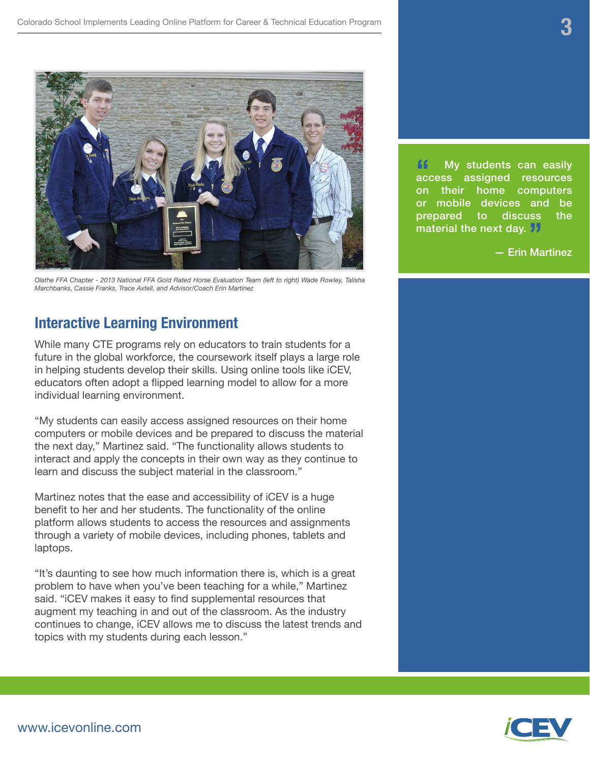Olathe FFA Chapter - 2013 National FFA Gold Rated Horse Evaluation Team (left to right) Wade Rowley, Talisha Marchbanks, Cassie Franks, Trace Axtell, and Advisor/Coach Erin Martinez

## Interactive Learning Environment

While many CTE programs rely on educators to train students for a future in the global workforce, the coursework itself plays a large role in helping students develop their skills. Using online tools like iCEV, educators often adopt a flipped learning model to allow for a more individual learning environment.

"My students can easily access assigned resources on their home computers or mobile devices and be prepared to discuss the material the next day," Martinez said. "The functionality allows students to interact and apply the concepts in their own way as they continue to learn and discuss the subject material in the classroom."

Martinez notes that the ease and accessibility of iCEV is a huge benefit to her and her students. The functionality of the online platform allows students to access the resources and assignments through a variety of mobile devices, including phones, tablets and laptops.

"It's daunting to see how much information there is, which is a great problem to have when you've been teaching for a while," Martinez said. "iCEV makes it easy to find supplemental resources that augment my teaching in and out of the classroom. As the industry continues to change, iCEV allows me to discuss the latest trends and topics with my students during each lesson."

> "My students can easily access assigned resources on their home computers or mobile devices and be prepared to discuss the material the next day."
>
> — Erin Martinez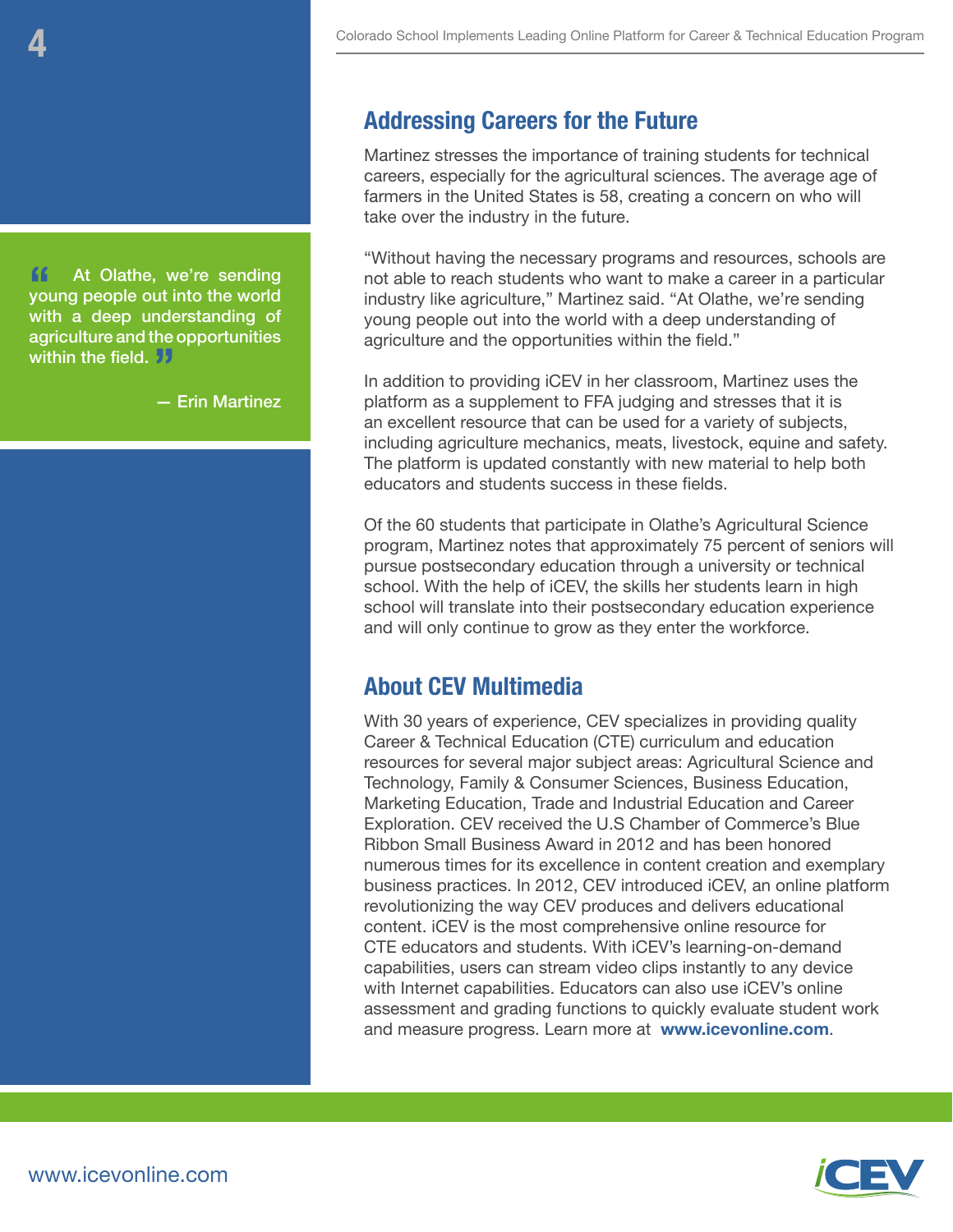> “At Olathe, we’re sending young people out into the world with a deep understanding of agriculture and the opportunities within the field.”
>
> — Erin Martinez

## Addressing Careers for the Future

Martinez stresses the importance of training students for technical careers, especially for the agricultural sciences. The average age of farmers in the United States is 58, creating a concern on who will take over the industry in the future.

“Without having the necessary programs and resources, schools are not able to reach students who want to make a career in a particular industry like agriculture,” Martinez said. “At Olathe, we’re sending young people out into the world with a deep understanding of agriculture and the opportunities within the field.”

In addition to providing iCEV in her classroom, Martinez uses the platform as a supplement to FFA judging and stresses that it is an excellent resource that can be used for a variety of subjects, including agriculture mechanics, meats, livestock, equine and safety. The platform is updated constantly with new material to help both educators and students success in these fields.

Of the 60 students that participate in Olathe’s Agricultural Science program, Martinez notes that approximately 75 percent of seniors will pursue postsecondary education through a university or technical school. With the help of iCEV, the skills her students learn in high school will translate into their postsecondary education experience and will only continue to grow as they enter the workforce.

## About CEV Multimedia

With 30 years of experience, CEV specializes in providing quality Career & Technical Education (CTE) curriculum and education resources for several major subject areas: Agricultural Science and Technology, Family & Consumer Sciences, Business Education, Marketing Education, Trade and Industrial Education and Career Exploration. CEV received the U.S Chamber of Commerce’s Blue Ribbon Small Business Award in 2012 and has been honored numerous times for its excellence in content creation and exemplary business practices. In 2012, CEV introduced iCEV, an online platform revolutionizing the way CEV produces and delivers educational content. iCEV is the most comprehensive online resource for CTE educators and students. With iCEV’s learning-on-demand capabilities, users can stream video clips instantly to any device with Internet capabilities. Educators can also use iCEV’s online assessment and grading functions to quickly evaluate student work and measure progress. Learn more at **www.icevonline.com**.